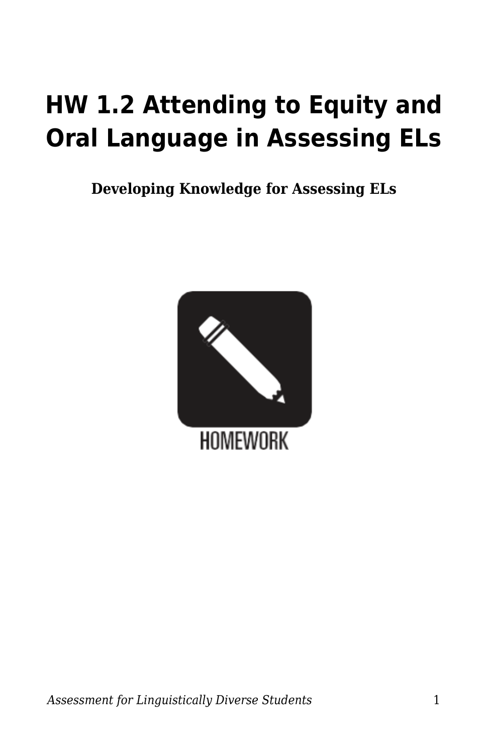# HW 1.2 Attending to Equity and Oral Language in Assessing ELs

**Developing Knowledge for Assessing ELs**

HOMEWORK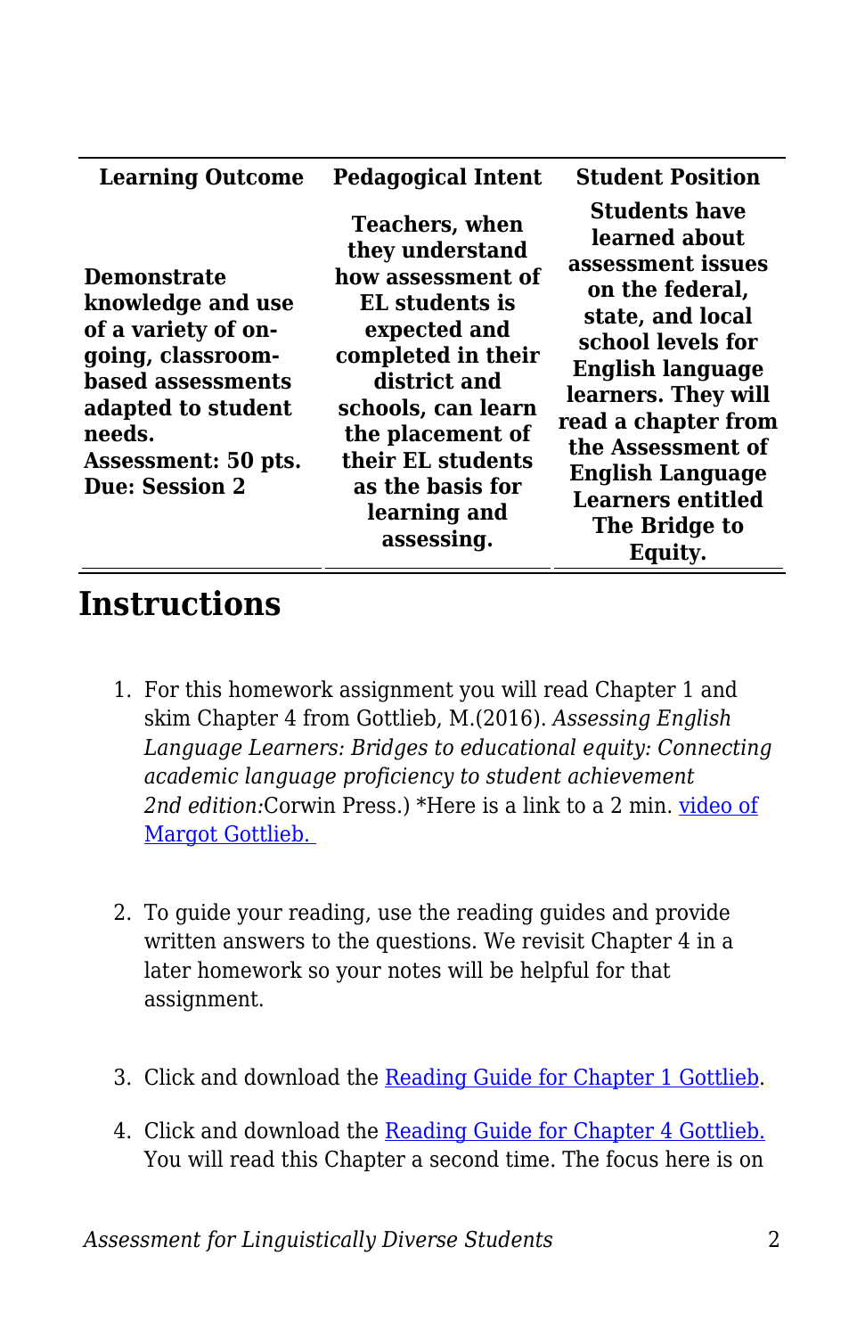| Learning Outcome | Pedagogical Intent | Student Position |
|---|---|---|
| **Demonstrate knowledge and use of a variety of on-going, classroom-based assessments adapted to student needs. Assessment: 50 pts. Due: Session 2** | **Teachers, when they understand how assessment of EL students is expected and completed in their district and schools, can learn the placement of their EL students as the basis for learning and assessing.** | **Students have learned about assessment issues on the federal, state, and local school levels for English language learners. They will read a chapter from the Assessment of English Language Learners entitled The Bridge to Equity.** |

## Instructions

1. For this homework assignment you will read Chapter 1 and skim Chapter 4 from Gottlieb, M.(2016). *Assessing English Language Learners: Bridges to educational equity: Connecting academic language proficiency to student achievement 2nd edition:*Corwin Press.) *Here is a link to a 2 min. video of Margot Gottlieb.

2. To guide your reading, use the reading guides and provide written answers to the questions. We revisit Chapter 4 in a later homework so your notes will be helpful for that assignment.

3. Click and download the Reading Guide for Chapter 1 Gottlieb.

4. Click and download the Reading Guide for Chapter 4 Gottlieb. You will read this Chapter a second time. The focus here is on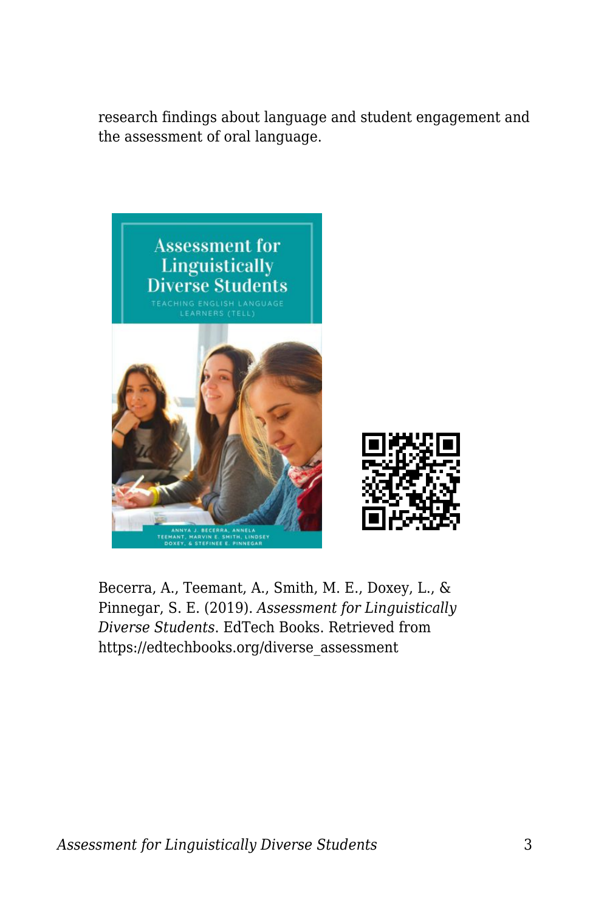research findings about language and student engagement and the assessment of oral language.

Becerra, A., Teemant, A., Smith, M. E., Doxey, L., & Pinnegar, S. E. (2019). *Assessment for Linguistically Diverse Students*. EdTech Books. Retrieved from https://edtechbooks.org/diverse_assessment